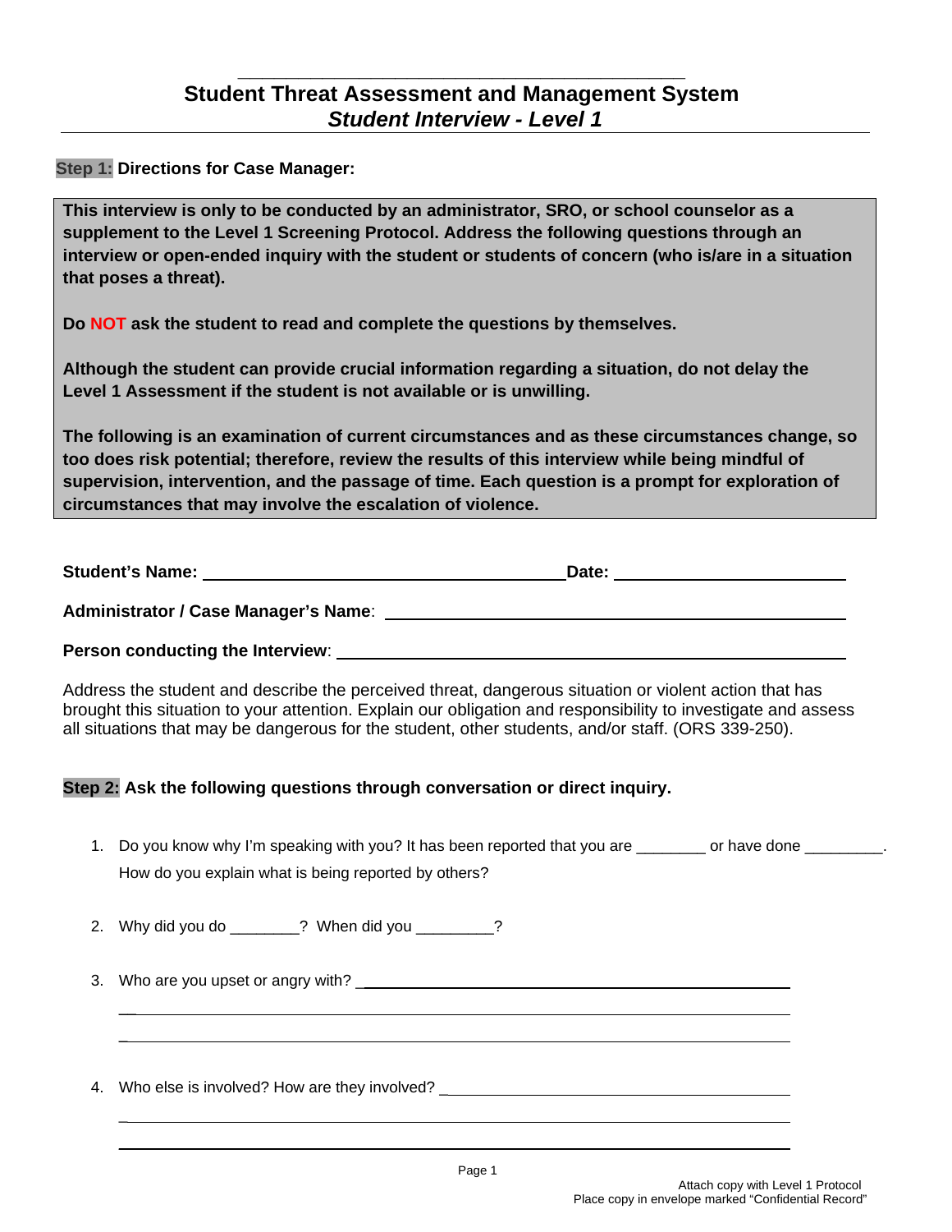# Student Threat Assessment and Management System

## *Student Interview - Level 1*

**Step 1: Directions for Case Manager:**

**This interview is only to be conducted by an administrator, SRO, or school counselor as a supplement to the Level 1 Screening Protocol. Address the following questions through an interview or open-ended inquiry with the student or students of concern (who is/are in a situation that poses a threat).**

**Do NOT ask the student to read and complete the questions by themselves.**

**Although the student can provide crucial information regarding a situation, do not delay the Level 1 Assessment if the student is not available or is unwilling.**

**The following is an examination of current circumstances and as these circumstances change, so too does risk potential; therefore, review the results of this interview while being mindful of supervision, intervention, and the passage of time. Each question is a prompt for exploration of circumstances that may involve the escalation of violence.**

**Student's Name:** ______________________________ **Date:** ____________________

**Administrator / Case Manager's Name**: ______________________________

**Person conducting the Interview**: ______________________________

Address the student and describe the perceived threat, dangerous situation or violent action that has brought this situation to your attention. Explain our obligation and responsibility to investigate and assess all situations that may be dangerous for the student, other students, and/or staff. (ORS 339-250).

**Step 2: Ask the following questions through conversation or direct inquiry.**

1. Do you know why I'm speaking with you? It has been reported that you are ________ or have done _________. How do you explain what is being reported by others?

2. Why did you do ________? When did you _________?

3. Who are you upset or angry with? ______________________________
   ______________________________
   ______________________________

4. Who else is involved? How are they involved? ______________________________
   ______________________________
   ______________________________

Attach copy with Level 1 Protocol
Place copy in envelope marked "Confidential Record"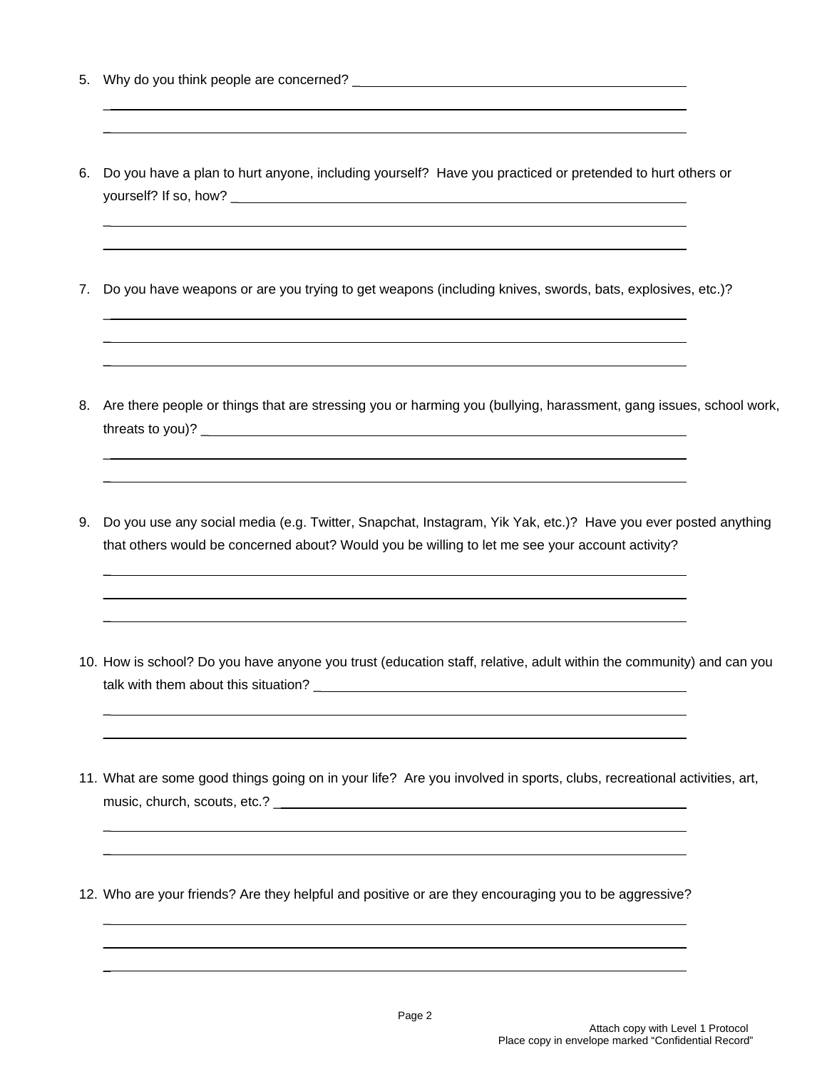5. Why do you think people are concerned? ______________________________________________

______________________________________________________________________

______________________________________________________________________

6. Do you have a plan to hurt anyone, including yourself? Have you practiced or pretended to hurt others or yourself? If so, how? ______________________________________________

______________________________________________________________________

______________________________________________________________________

7. Do you have weapons or are you trying to get weapons (including knives, swords, bats, explosives, etc.)?

______________________________________________________________________

______________________________________________________________________

______________________________________________________________________

8. Are there people or things that are stressing you or harming you (bullying, harassment, gang issues, school work, threats to you)? ______________________________________________

______________________________________________________________________

______________________________________________________________________

9. Do you use any social media (e.g. Twitter, Snapchat, Instagram, Yik Yak, etc.)? Have you ever posted anything that others would be concerned about? Would you be willing to let me see your account activity?

______________________________________________________________________

______________________________________________________________________

______________________________________________________________________

10. How is school? Do you have anyone you trust (education staff, relative, adult within the community) and can you talk with them about this situation? ______________________________________________

______________________________________________________________________

______________________________________________________________________

11. What are some good things going on in your life? Are you involved in sports, clubs, recreational activities, art, music, church, scouts, etc.? ______________________________________________

______________________________________________________________________

______________________________________________________________________

12. Who are your friends? Are they helpful and positive or are they encouraging you to be aggressive?

______________________________________________________________________

______________________________________________________________________

______________________________________________________________________

Attach copy with Level 1 Protocol
Place copy in envelope marked "Confidential Record"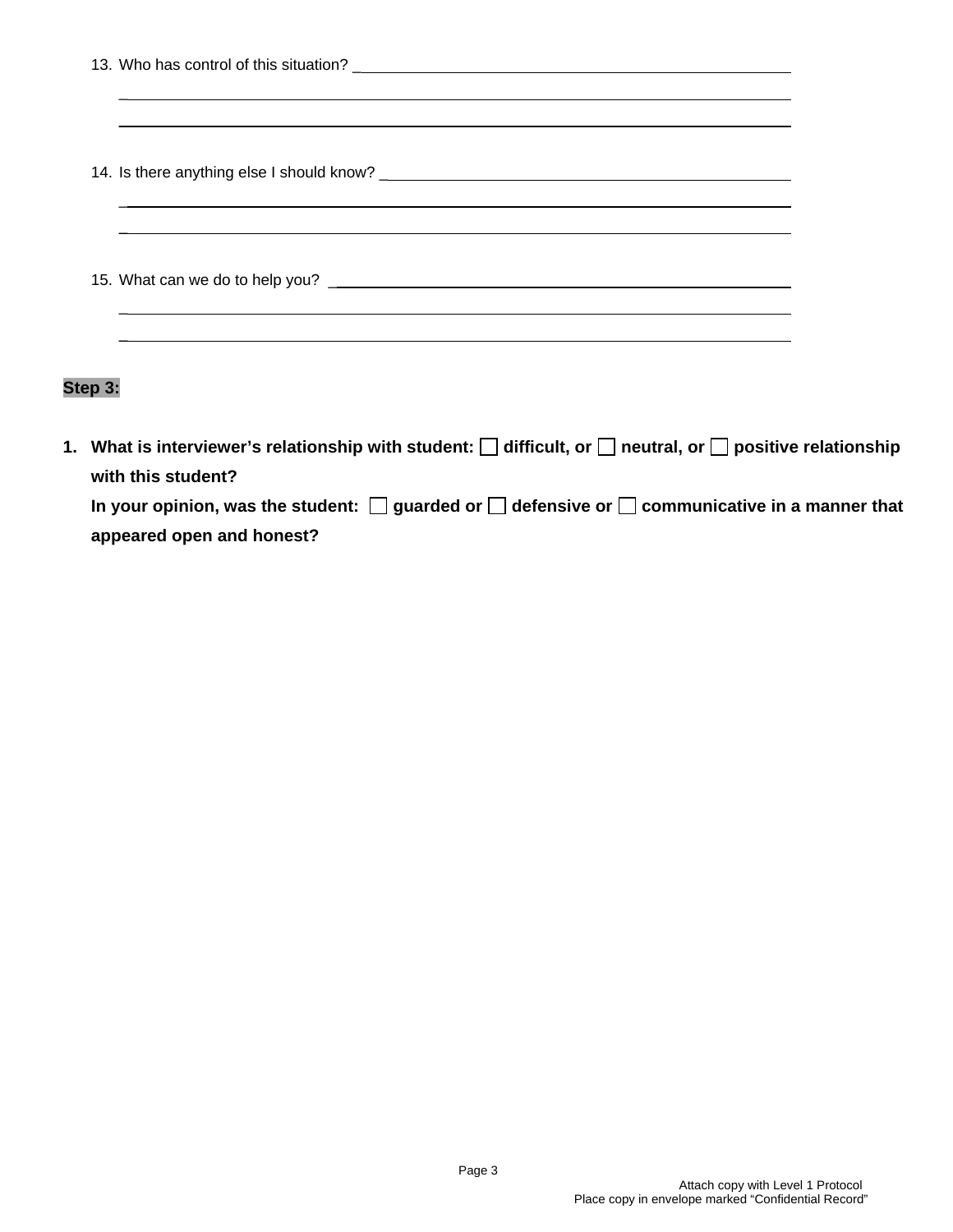13. Who has control of this situation? ____________________________________________

    ______________________________________________________________________________

    ______________________________________________________________________________

14. Is there anything else I should know? ____________________________________________

    ______________________________________________________________________________

    ______________________________________________________________________________

15. What can we do to help you? ____________________________________________

    ______________________________________________________________________________

    ______________________________________________________________________________

**Step 3:**

1. **What is interviewer's relationship with student: ☐ difficult, or ☐ neutral, or ☐ positive relationship with this student?**
   **In your opinion, was the student: ☐ guarded or ☐ defensive or ☐ communicative in a manner that appeared open and honest?**

Attach copy with Level 1 Protocol
Place copy in envelope marked "Confidential Record"